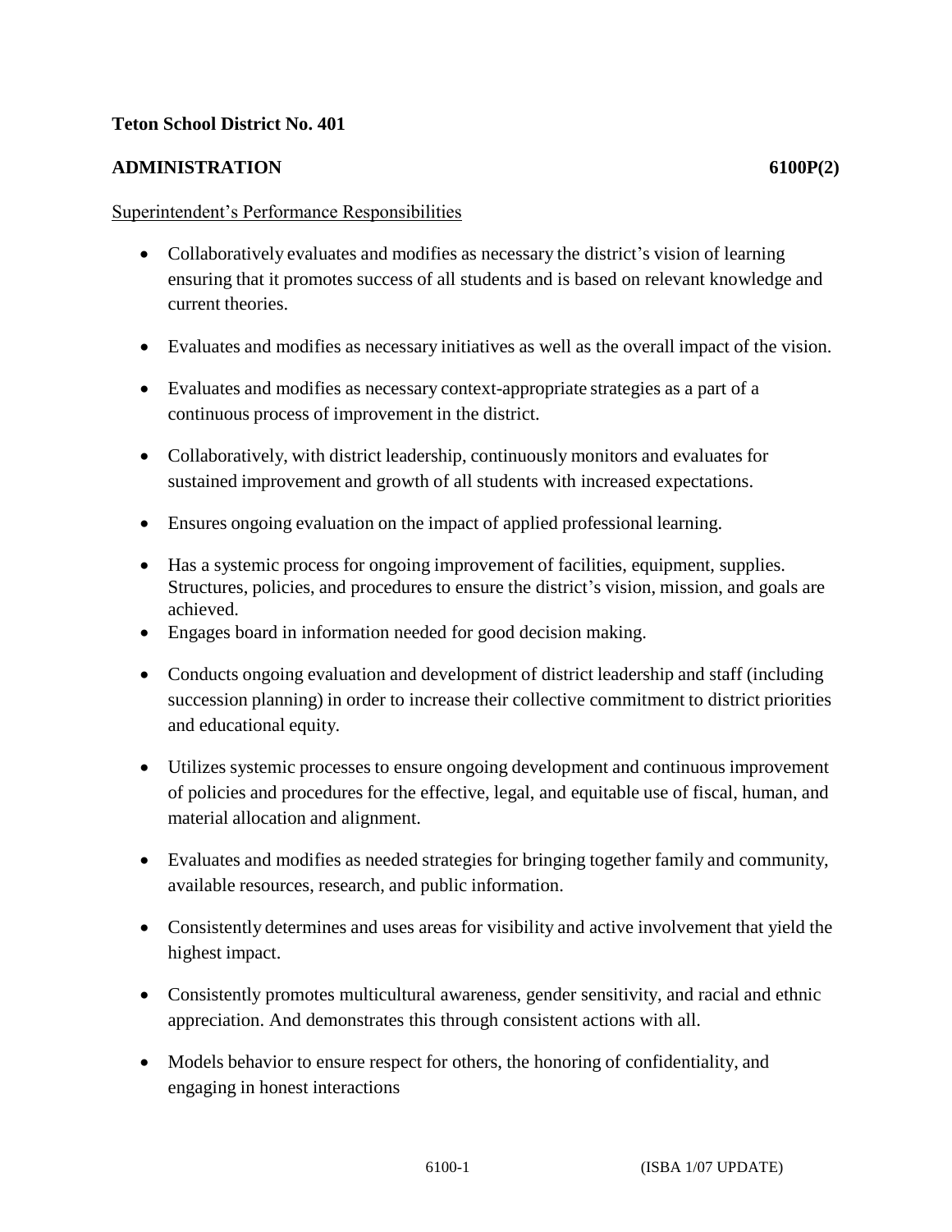**Teton School District No. 401**

**ADMINISTRATION 6100P(2)**

Superintendent's Performance Responsibilities

- Collaboratively evaluates and modifies as necessary the district's vision of learning ensuring that it promotes success of all students and is based on relevant knowledge and current theories.

- Evaluates and modifies as necessary initiatives as well as the overall impact of the vision.

- Evaluates and modifies as necessary context-appropriate strategies as a part of a continuous process of improvement in the district.

- Collaboratively, with district leadership, continuously monitors and evaluates for sustained improvement and growth of all students with increased expectations.

- Ensures ongoing evaluation on the impact of applied professional learning.

- Has a systemic process for ongoing improvement of facilities, equipment, supplies. Structures, policies, and procedures to ensure the district's vision, mission, and goals are achieved.
- Engages board in information needed for good decision making.

- Conducts ongoing evaluation and development of district leadership and staff (including succession planning) in order to increase their collective commitment to district priorities and educational equity.

- Utilizes systemic processes to ensure ongoing development and continuous improvement of policies and procedures for the effective, legal, and equitable use of fiscal, human, and material allocation and alignment.

- Evaluates and modifies as needed strategies for bringing together family and community, available resources, research, and public information.

- Consistently determines and uses areas for visibility and active involvement that yield the highest impact.

- Consistently promotes multicultural awareness, gender sensitivity, and racial and ethnic appreciation. And demonstrates this through consistent actions with all.

- Models behavior to ensure respect for others, the honoring of confidentiality, and engaging in honest interactions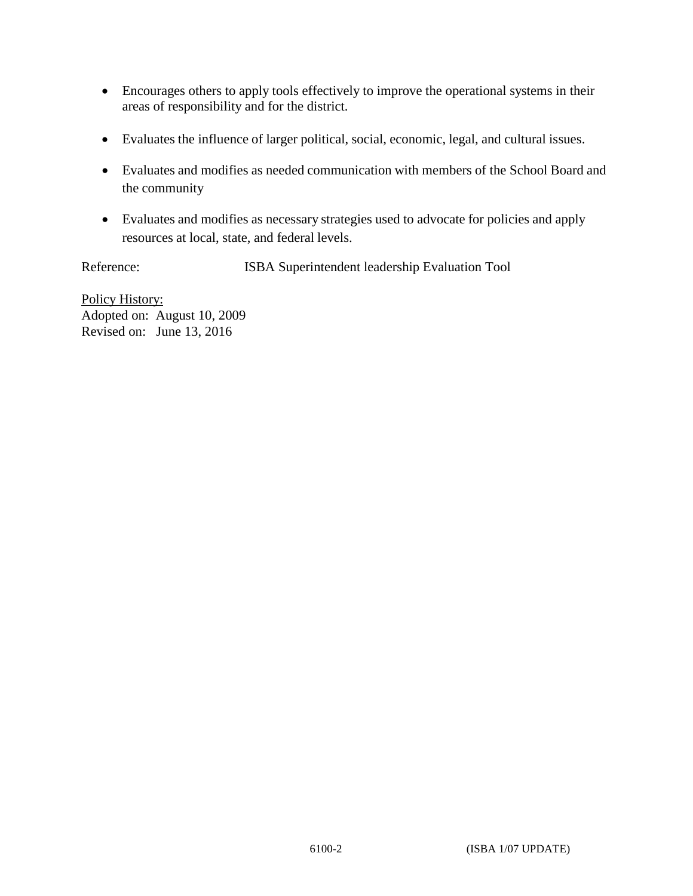- Encourages others to apply tools effectively to improve the operational systems in their areas of responsibility and for the district.
- Evaluates the influence of larger political, social, economic, legal, and cultural issues.
- Evaluates and modifies as needed communication with members of the School Board and the community
- Evaluates and modifies as necessary strategies used to advocate for policies and apply resources at local, state, and federal levels.

Reference: ISBA Superintendent leadership Evaluation Tool

Policy History:
Adopted on: August 10, 2009
Revised on: June 13, 2016